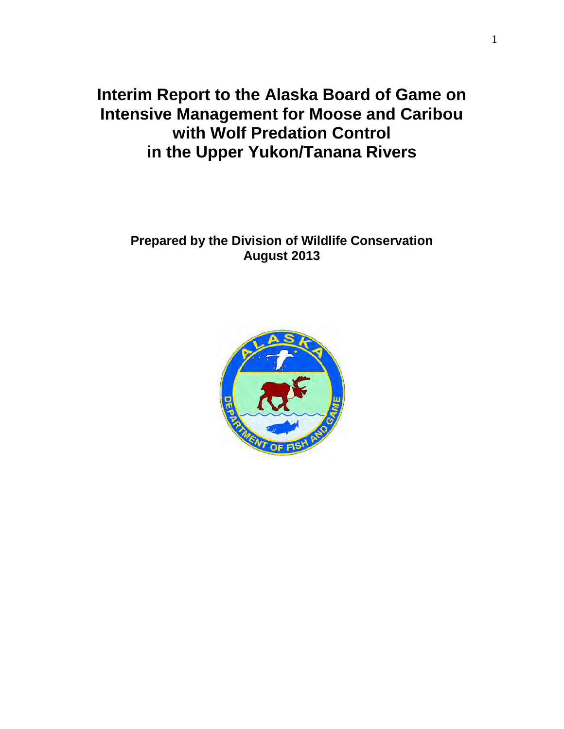# Interim Report to the Alaska Board of Game on Intensive Management for Moose and Caribou with Wolf Predation Control in the Upper Yukon/Tanana Rivers

**Prepared by the Division of Wildlife Conservation**
**August 2013**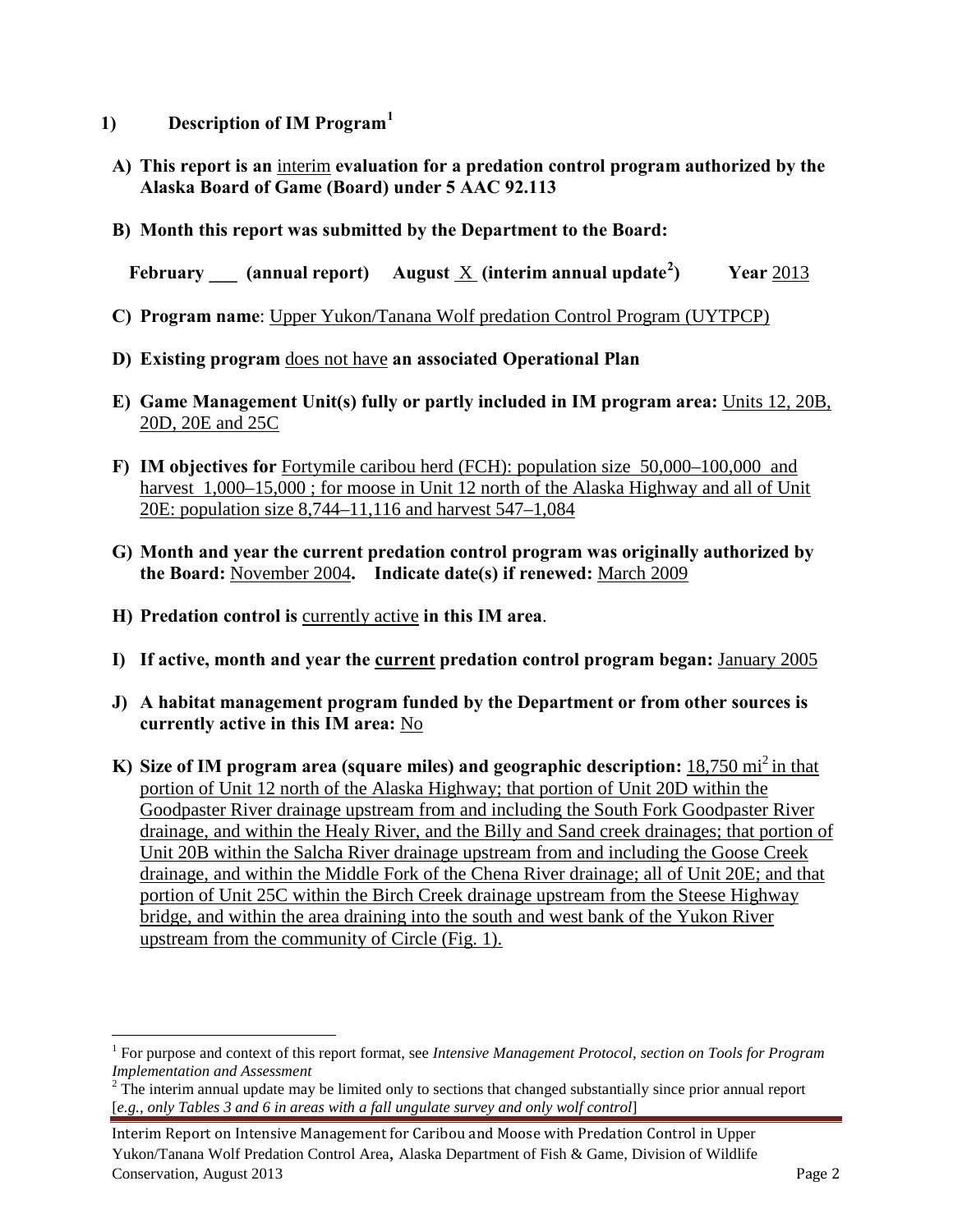## 1) Description of IM Program[1]

**A) This report is an** interim **evaluation for a predation control program authorized by the Alaska Board of Game (Board) under 5 AAC 92.113**

**B) Month this report was submitted by the Department to the Board:**

**February ___ (annual report) August** X **(interim annual update[2]) Year** 2013

**C) Program name**: Upper Yukon/Tanana Wolf predation Control Program (UYTPCP)

**D) Existing program** does not have **an associated Operational Plan**

**E) Game Management Unit(s) fully or partly included in IM program area:** Units 12, 20B, 20D, 20E and 25C

**F) IM objectives for** Fortymile caribou herd (FCH): population size 50,000–100,000 and harvest 1,000–15,000 ; for moose in Unit 12 north of the Alaska Highway and all of Unit 20E: population size 8,744–11,116 and harvest 547–1,084

**G) Month and year the current predation control program was originally authorized by the Board:** November 2004**. Indicate date(s) if renewed:** March 2009

**H) Predation control is** currently active **in this IM area**.

**I) If active, month and year the current predation control program began:** January 2005

**J) A habitat management program funded by the Department or from other sources is currently active in this IM area:** No

**K) Size of IM program area (square miles) and geographic description:** 18,750 mi$^2$ in that portion of Unit 12 north of the Alaska Highway; that portion of Unit 20D within the Goodpaster River drainage upstream from and including the South Fork Goodpaster River drainage, and within the Healy River, and the Billy and Sand creek drainages; that portion of Unit 20B within the Salcha River drainage upstream from and including the Goose Creek drainage, and within the Middle Fork of the Chena River drainage; all of Unit 20E; and that portion of Unit 25C within the Birch Creek drainage upstream from the Steese Highway bridge, and within the area draining into the south and west bank of the Yukon River upstream from the community of Circle (Fig. 1).

---

[1] For purpose and context of this report format, see *Intensive Management Protocol, section on Tools for Program Implementation and Assessment*

[2] The interim annual update may be limited only to sections that changed substantially since prior annual report [*e.g., only Tables 3 and 6 in areas with a fall ungulate survey and only wolf control*]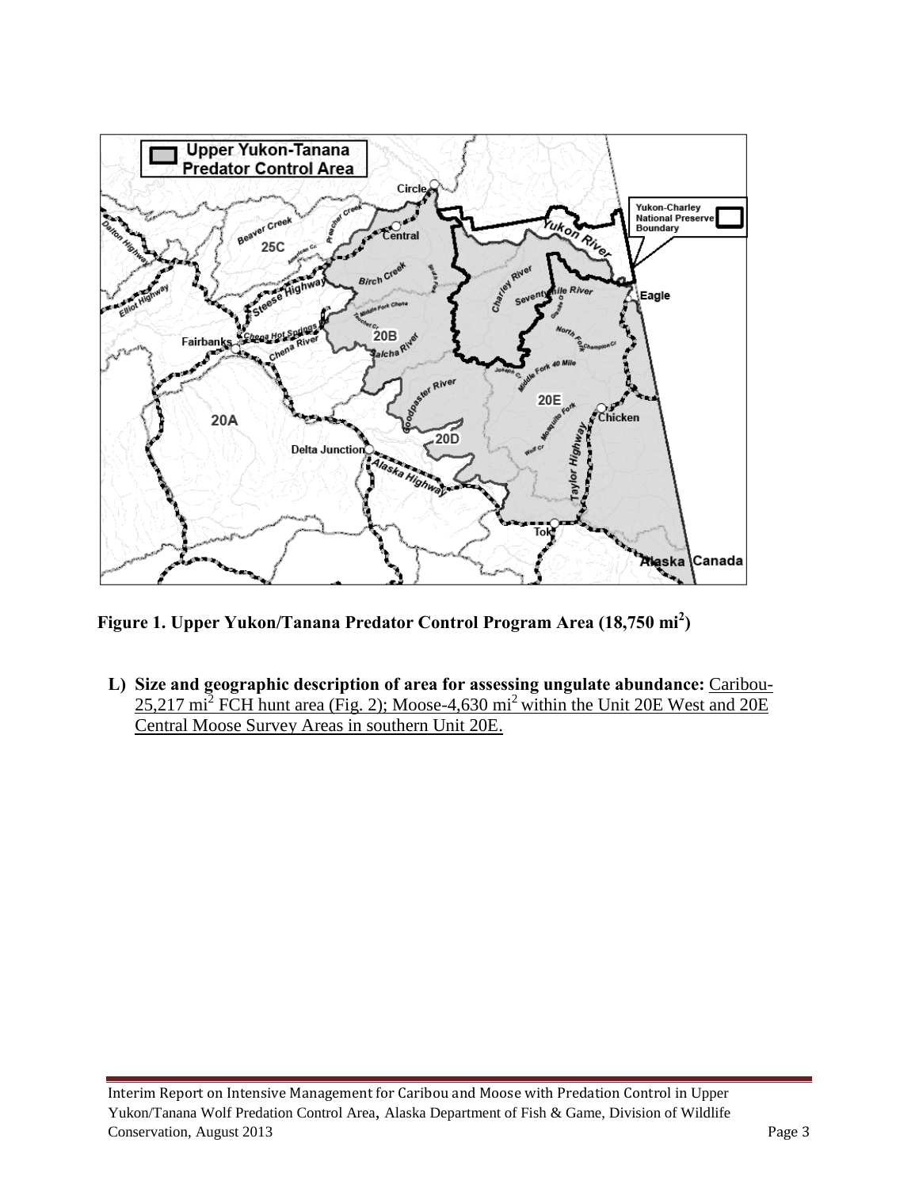**Figure 1. Upper Yukon/Tanana Predator Control Program Area (18,750 mi$^2$)**

**L) Size and geographic description of area for assessing ungulate abundance:** Caribou-25,217 mi$^2$ FCH hunt area (Fig. 2); Moose-4,630 mi$^2$ within the Unit 20E West and 20E Central Moose Survey Areas in southern Unit 20E.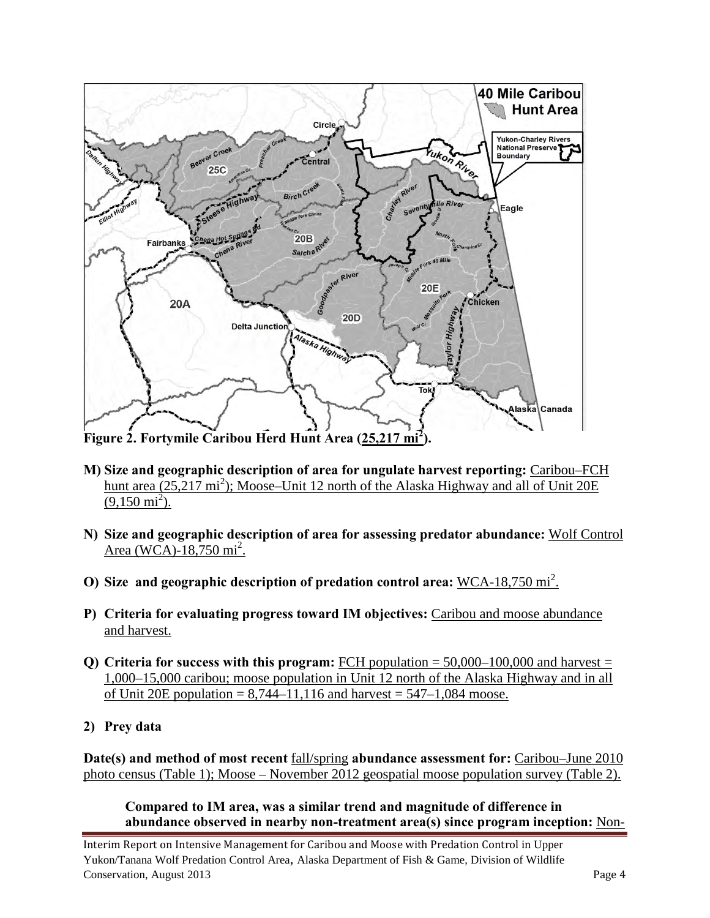Figure 2. Fortymile Caribou Herd Hunt Area (25,217 mi$^2$).

**M) Size and geographic description of area for ungulate harvest reporting:** Caribou–FCH hunt area (25,217 mi$^2$); Moose–Unit 12 north of the Alaska Highway and all of Unit 20E (9,150 mi$^2$).

**N) Size and geographic description of area for assessing predator abundance:** Wolf Control Area (WCA)-18,750 mi$^2$.

**O) Size and geographic description of predation control area:** WCA-18,750 mi$^2$.

**P) Criteria for evaluating progress toward IM objectives:** Caribou and moose abundance and harvest.

**Q) Criteria for success with this program:** FCH population = 50,000–100,000 and harvest = 1,000–15,000 caribou; moose population in Unit 12 north of the Alaska Highway and in all of Unit 20E population = 8,744–11,116 and harvest = 547–1,084 moose.

**2) Prey data**

**Date(s) and method of most recent** fall/spring **abundance assessment for:** Caribou–June 2010 photo census (Table 1); Moose – November 2012 geospatial moose population survey (Table 2).

**Compared to IM area, was a similar trend and magnitude of difference in abundance observed in nearby non-treatment area(s) since program inception:** Non-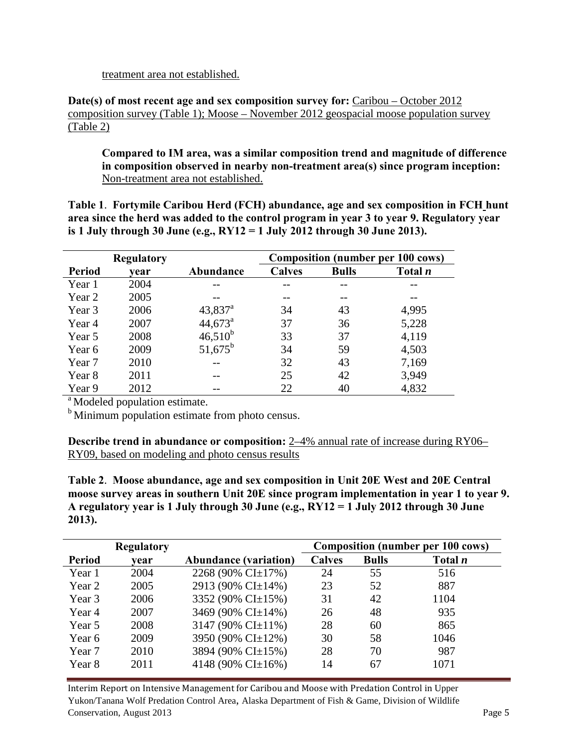treatment area not established.

**Date(s) of most recent age and sex composition survey for:** Caribou – October 2012 composition survey (Table 1); Moose – November 2012 geospacial moose population survey (Table 2)

**Compared to IM area, was a similar composition trend and magnitude of difference in composition observed in nearby non-treatment area(s) since program inception:** Non-treatment area not established.

**Table 1**. **Fortymile Caribou Herd (FCH) abundance, age and sex composition in FCH hunt area since the herd was added to the control program in year 3 to year 9. Regulatory year is 1 July through 30 June (e.g., RY12 = 1 July 2012 through 30 June 2013).**

| | Regulatory | | Composition (number per 100 cows) | | |
|---|---|---|---|---|---|
| **Period** | **year** | **Abundance** | **Calves** | **Bulls** | **Total *n*** |
| Year 1 | 2004 | -- | -- | -- | -- |
| Year 2 | 2005 | -- | -- | -- | -- |
| Year 3 | 2006 | 43,837[a] | 34 | 43 | 4,995 |
| Year 4 | 2007 | 44,673[a] | 37 | 36 | 5,228 |
| Year 5 | 2008 | 46,510[b] | 33 | 37 | 4,119 |
| Year 6 | 2009 | 51,675[b] | 34 | 59 | 4,503 |
| Year 7 | 2010 | -- | 32 | 43 | 7,169 |
| Year 8 | 2011 | -- | 25 | 42 | 3,949 |
| Year 9 | 2012 | -- | 22 | 40 | 4,832 |

[a] Modeled population estimate.

[b] Minimum population estimate from photo census.

**Describe trend in abundance or composition:** 2–4% annual rate of increase during RY06–RY09, based on modeling and photo census results

**Table 2**. **Moose abundance, age and sex composition in Unit 20E West and 20E Central moose survey areas in southern Unit 20E since program implementation in year 1 to year 9. A regulatory year is 1 July through 30 June (e.g., RY12 = 1 July 2012 through 30 June 2013).**

| | Regulatory | | Composition (number per 100 cows) | | |
|---|---|---|---|---|---|
| **Period** | **year** | **Abundance (variation)** | **Calves** | **Bulls** | **Total *n*** |
| Year 1 | 2004 | 2268 (90% CI±17%) | 24 | 55 | 516 |
| Year 2 | 2005 | 2913 (90% CI±14%) | 23 | 52 | 887 |
| Year 3 | 2006 | 3352 (90% CI±15%) | 31 | 42 | 1104 |
| Year 4 | 2007 | 3469 (90% CI±14%) | 26 | 48 | 935 |
| Year 5 | 2008 | 3147 (90% CI±11%) | 28 | 60 | 865 |
| Year 6 | 2009 | 3950 (90% CI±12%) | 30 | 58 | 1046 |
| Year 7 | 2010 | 3894 (90% CI±15%) | 28 | 70 | 987 |
| Year 8 | 2011 | 4148 (90% CI±16%) | 14 | 67 | 1071 |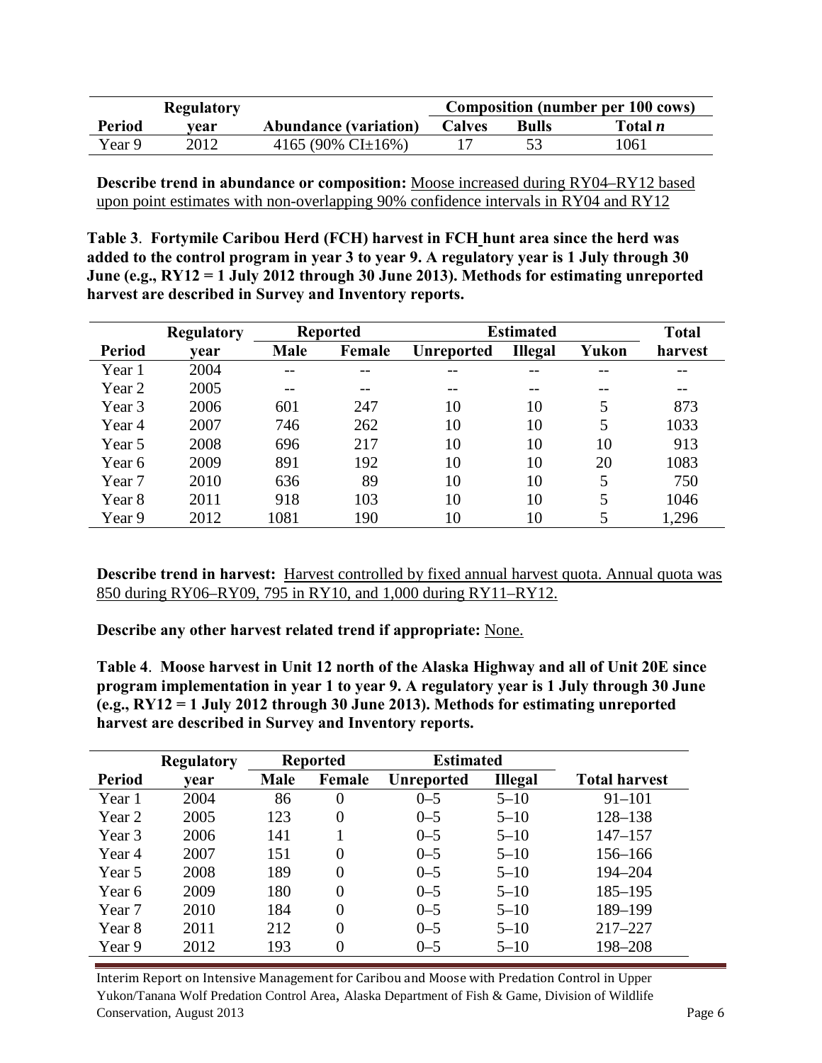| Period | Regulatory year | Abundance (variation) | Composition (number per 100 cows) | | |
|---|---|---|---|---|---|
| | | | Calves | Bulls | Total *n* |
| Year 9 | 2012 | 4165 (90% CI±16%) | 17 | 53 | 1061 |

**Describe trend in abundance or composition:** Moose increased during RY04–RY12 based upon point estimates with non-overlapping 90% confidence intervals in RY04 and RY12

**Table 3**. **Fortymile Caribou Herd (FCH) harvest in FCH hunt area since the herd was added to the control program in year 3 to year 9. A regulatory year is 1 July through 30 June (e.g., RY12 = 1 July 2012 through 30 June 2013). Methods for estimating unreported harvest are described in Survey and Inventory reports.**

| Period | Regulatory year | Reported | | Estimated | | | Total harvest |
|---|---|---|---|---|---|---|---|
| | | Male | Female | Unreported | Illegal | Yukon | |
| Year 1 | 2004 | -- | -- | -- | -- | -- | -- |
| Year 2 | 2005 | -- | -- | -- | -- | -- | -- |
| Year 3 | 2006 | 601 | 247 | 10 | 10 | 5 | 873 |
| Year 4 | 2007 | 746 | 262 | 10 | 10 | 5 | 1033 |
| Year 5 | 2008 | 696 | 217 | 10 | 10 | 10 | 913 |
| Year 6 | 2009 | 891 | 192 | 10 | 10 | 20 | 1083 |
| Year 7 | 2010 | 636 | 89 | 10 | 10 | 5 | 750 |
| Year 8 | 2011 | 918 | 103 | 10 | 10 | 5 | 1046 |
| Year 9 | 2012 | 1081 | 190 | 10 | 10 | 5 | 1,296 |

**Describe trend in harvest:** Harvest controlled by fixed annual harvest quota. Annual quota was 850 during RY06–RY09, 795 in RY10, and 1,000 during RY11–RY12.

**Describe any other harvest related trend if appropriate:** None.

**Table 4**. **Moose harvest in Unit 12 north of the Alaska Highway and all of Unit 20E since program implementation in year 1 to year 9. A regulatory year is 1 July through 30 June (e.g., RY12 = 1 July 2012 through 30 June 2013). Methods for estimating unreported harvest are described in Survey and Inventory reports.**

| Period | Regulatory year | Reported | | Estimated | | Total harvest |
|---|---|---|---|---|---|---|
| | | Male | Female | Unreported | Illegal | |
| Year 1 | 2004 | 86 | 0 | 0–5 | 5–10 | 91–101 |
| Year 2 | 2005 | 123 | 0 | 0–5 | 5–10 | 128–138 |
| Year 3 | 2006 | 141 | 1 | 0–5 | 5–10 | 147–157 |
| Year 4 | 2007 | 151 | 0 | 0–5 | 5–10 | 156–166 |
| Year 5 | 2008 | 189 | 0 | 0–5 | 5–10 | 194–204 |
| Year 6 | 2009 | 180 | 0 | 0–5 | 5–10 | 185–195 |
| Year 7 | 2010 | 184 | 0 | 0–5 | 5–10 | 189–199 |
| Year 8 | 2011 | 212 | 0 | 0–5 | 5–10 | 217–227 |
| Year 9 | 2012 | 193 | 0 | 0–5 | 5–10 | 198–208 |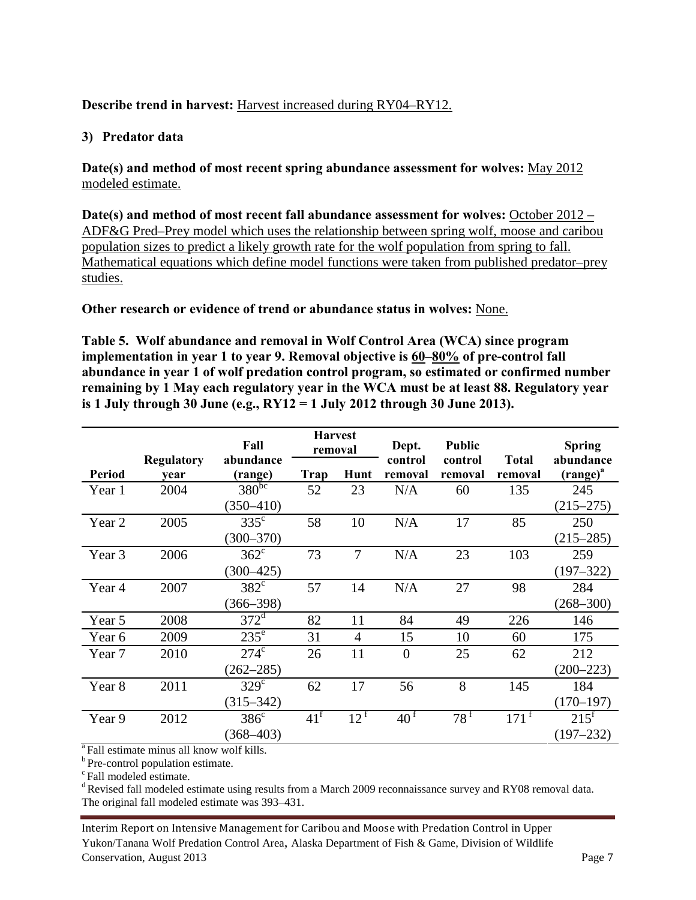**Describe trend in harvest:** Harvest increased during RY04–RY12.

**3) Predator data**

**Date(s) and method of most recent spring abundance assessment for wolves:** May 2012 modeled estimate.

**Date(s) and method of most recent fall abundance assessment for wolves:** October 2012 – ADF&G Pred–Prey model which uses the relationship between spring wolf, moose and caribou population sizes to predict a likely growth rate for the wolf population from spring to fall. Mathematical equations which define model functions were taken from published predator–prey studies.

**Other research or evidence of trend or abundance status in wolves:** None.

**Table 5. Wolf abundance and removal in Wolf Control Area (WCA) since program implementation in year 1 to year 9. Removal objective is 60–80% of pre-control fall abundance in year 1 of wolf predation control program, so estimated or confirmed number remaining by 1 May each regulatory year in the WCA must be at least 88. Regulatory year is 1 July through 30 June (e.g., RY12 = 1 July 2012 through 30 June 2013).**

| Period | Regulatory year | Fall abundance (range) | Harvest removal | | Dept. control removal | Public control removal | Total removal | Spring abundance (range)[a] |
|---|---|---|---|---|---|---|---|---|
| | | | Trap | Hunt | | | | |
| Year 1 | 2004 | 380[bc] (350–410) | 52 | 23 | N/A | 60 | 135 | 245 (215–275) |
| Year 2 | 2005 | 335[c] (300–370) | 58 | 10 | N/A | 17 | 85 | 250 (215–285) |
| Year 3 | 2006 | 362[c] (300–425) | 73 | 7 | N/A | 23 | 103 | 259 (197–322) |
| Year 4 | 2007 | 382[c] (366–398) | 57 | 14 | N/A | 27 | 98 | 284 (268–300) |
| Year 5 | 2008 | 372[d] | 82 | 11 | 84 | 49 | 226 | 146 |
| Year 6 | 2009 | 235[e] | 31 | 4 | 15 | 10 | 60 | 175 |
| Year 7 | 2010 | 274[c] (262–285) | 26 | 11 | 0 | 25 | 62 | 212 (200–223) |
| Year 8 | 2011 | 329[c] (315–342) | 62 | 17 | 56 | 8 | 145 | 184 (170–197) |
| Year 9 | 2012 | 386[c] (368–403) | 41[f] | 12[f] | 40[f] | 78[f] | 171[f] | 215[f] (197–232) |

[a] Fall estimate minus all know wolf kills.
[b] Pre-control population estimate.
[c] Fall modeled estimate.
[d] Revised fall modeled estimate using results from a March 2009 reconnaissance survey and RY08 removal data. The original fall modeled estimate was 393–431.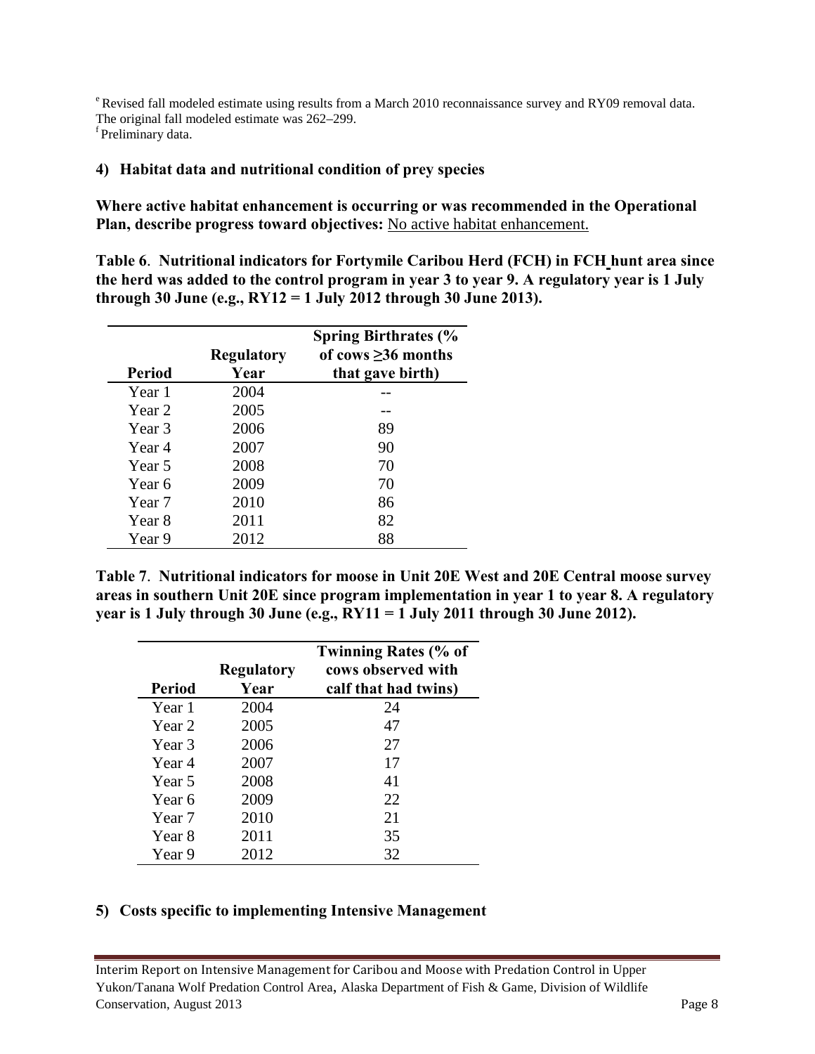[e] Revised fall modeled estimate using results from a March 2010 reconnaissance survey and RY09 removal data. The original fall modeled estimate was 262–299.
[f] Preliminary data.

### 4) Habitat data and nutritional condition of prey species

**Where active habitat enhancement is occurring or was recommended in the Operational Plan, describe progress toward objectives:** No active habitat enhancement.

**Table 6. Nutritional indicators for Fortymile Caribou Herd (FCH) in FCH hunt area since the herd was added to the control program in year 3 to year 9. A regulatory year is 1 July through 30 June (e.g., RY12 = 1 July 2012 through 30 June 2013).**

| Period | Regulatory Year | Spring Birthrates (% of cows ≥36 months that gave birth) |
|---|---|---|
| Year 1 | 2004 | -- |
| Year 2 | 2005 | -- |
| Year 3 | 2006 | 89 |
| Year 4 | 2007 | 90 |
| Year 5 | 2008 | 70 |
| Year 6 | 2009 | 70 |
| Year 7 | 2010 | 86 |
| Year 8 | 2011 | 82 |
| Year 9 | 2012 | 88 |

**Table 7. Nutritional indicators for moose in Unit 20E West and 20E Central moose survey areas in southern Unit 20E since program implementation in year 1 to year 8. A regulatory year is 1 July through 30 June (e.g., RY11 = 1 July 2011 through 30 June 2012).**

| Period | Regulatory Year | Twinning Rates (% of cows observed with calf that had twins) |
|---|---|---|
| Year 1 | 2004 | 24 |
| Year 2 | 2005 | 47 |
| Year 3 | 2006 | 27 |
| Year 4 | 2007 | 17 |
| Year 5 | 2008 | 41 |
| Year 6 | 2009 | 22 |
| Year 7 | 2010 | 21 |
| Year 8 | 2011 | 35 |
| Year 9 | 2012 | 32 |

### 5) Costs specific to implementing Intensive Management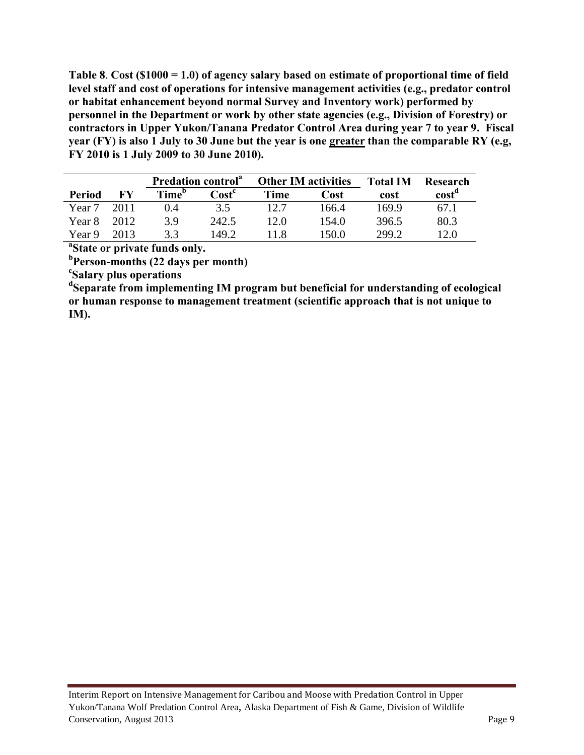**Table 8**. **Cost ($1000 = 1.0) of agency salary based on estimate of proportional time of field level staff and cost of operations for intensive management activities (e.g., predator control or habitat enhancement beyond normal Survey and Inventory work) performed by personnel in the Department or work by other state agencies (e.g., Division of Forestry) or contractors in Upper Yukon/Tanana Predator Control Area during year 7 to year 9. Fiscal year (FY) is also 1 July to 30 June but the year is one <u>greater</u> than the comparable RY (e.g, FY 2010 is 1 July 2009 to 30 June 2010).**

| | | Predation control[a] | | Other IM activities | | Total IM | Research |
|---|---|---|---|---|---|---|---|
| **Period** | **FY** | **Time[b]** | **Cost[c]** | **Time** | **Cost** | **cost** | **cost[d]** |
| Year 7 | 2011 | 0.4 | 3.5 | 12.7 | 166.4 | 169.9 | 67.1 |
| Year 8 | 2012 | 3.9 | 242.5 | 12.0 | 154.0 | 396.5 | 80.3 |
| Year 9 | 2013 | 3.3 | 149.2 | 11.8 | 150.0 | 299.2 | 12.0 |

[a]**State or private funds only.**

[b]**Person-months (22 days per month)**

[c]**Salary plus operations**

[d]**Separate from implementing IM program but beneficial for understanding of ecological or human response to management treatment (scientific approach that is not unique to IM).**